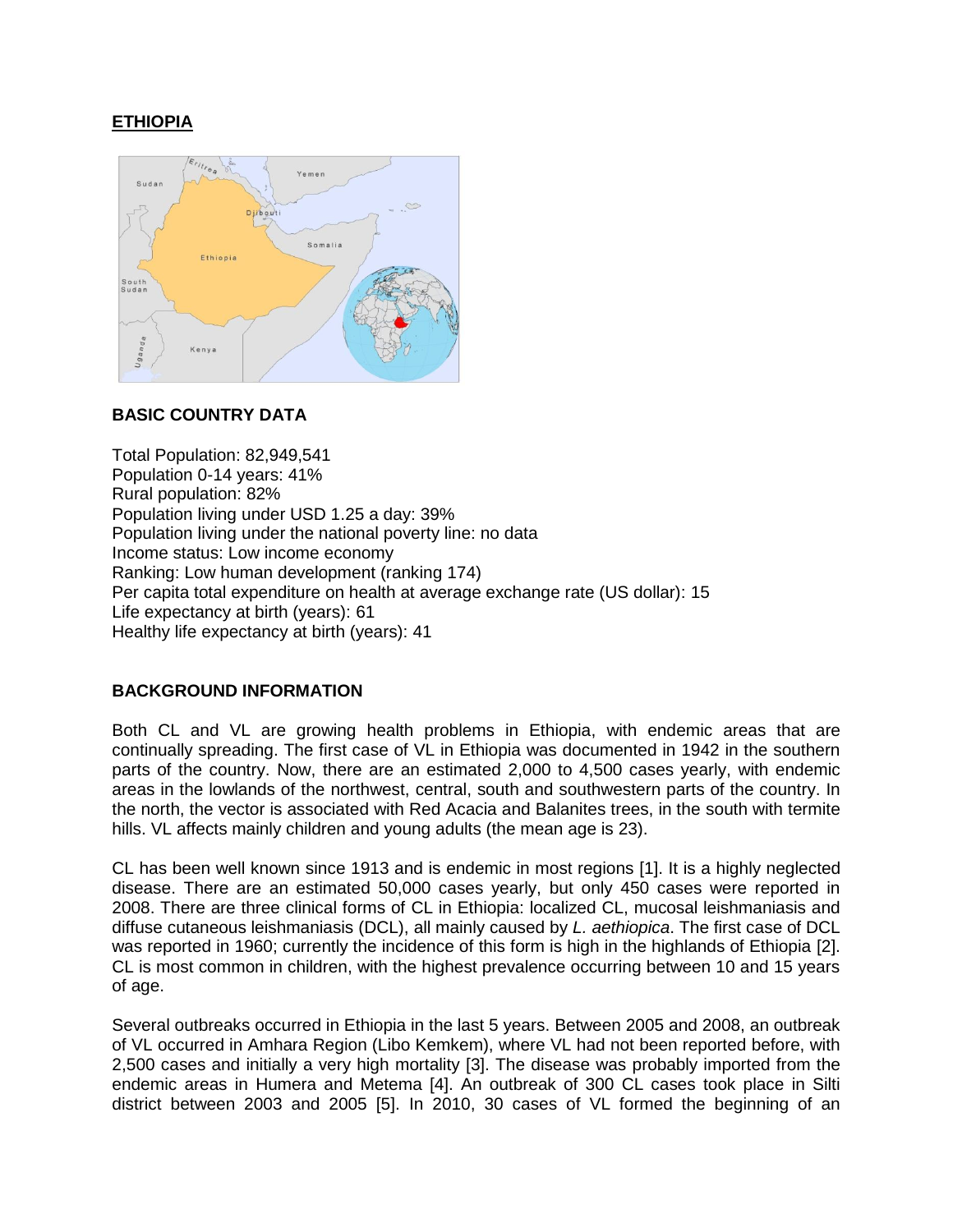# ETHIOPIA

## BASIC COUNTRY DATA

Total Population: 82,949,541
Population 0-14 years: 41%
Rural population: 82%
Population living under USD 1.25 a day: 39%
Population living under the national poverty line: no data
Income status: Low income economy
Ranking: Low human development (ranking 174)
Per capita total expenditure on health at average exchange rate (US dollar): 15
Life expectancy at birth (years): 61
Healthy life expectancy at birth (years): 41

## BACKGROUND INFORMATION

Both CL and VL are growing health problems in Ethiopia, with endemic areas that are continually spreading. The first case of VL in Ethiopia was documented in 1942 in the southern parts of the country. Now, there are an estimated 2,000 to 4,500 cases yearly, with endemic areas in the lowlands of the northwest, central, south and southwestern parts of the country. In the north, the vector is associated with Red Acacia and Balanites trees, in the south with termite hills. VL affects mainly children and young adults (the mean age is 23).

CL has been well known since 1913 and is endemic in most regions [1]. It is a highly neglected disease. There are an estimated 50,000 cases yearly, but only 450 cases were reported in 2008. There are three clinical forms of CL in Ethiopia: localized CL, mucosal leishmaniasis and diffuse cutaneous leishmaniasis (DCL), all mainly caused by *L. aethiopica*. The first case of DCL was reported in 1960; currently the incidence of this form is high in the highlands of Ethiopia [2]. CL is most common in children, with the highest prevalence occurring between 10 and 15 years of age.

Several outbreaks occurred in Ethiopia in the last 5 years. Between 2005 and 2008, an outbreak of VL occurred in Amhara Region (Libo Kemkem), where VL had not been reported before, with 2,500 cases and initially a very high mortality [3]. The disease was probably imported from the endemic areas in Humera and Metema [4]. An outbreak of 300 CL cases took place in Silti district between 2003 and 2005 [5]. In 2010, 30 cases of VL formed the beginning of an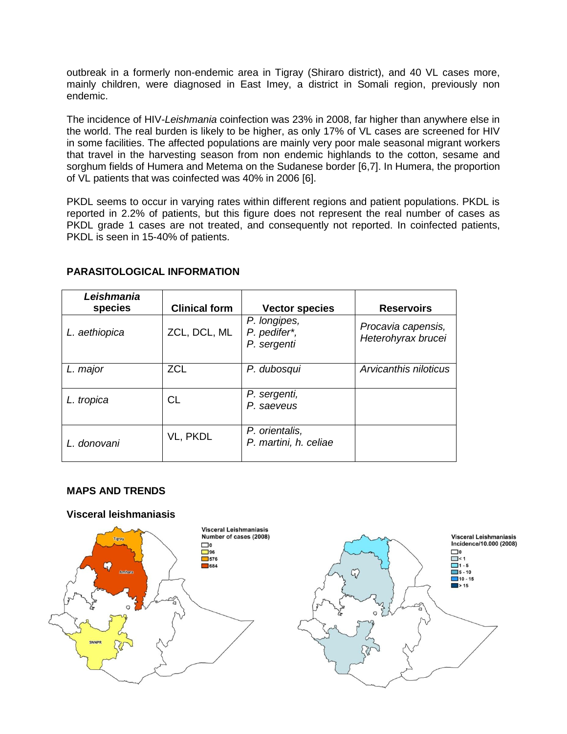outbreak in a formerly non-endemic area in Tigray (Shiraro district), and 40 VL cases more, mainly children, were diagnosed in East Imey, a district in Somali region, previously non endemic.

The incidence of HIV-*Leishmania* coinfection was 23% in 2008, far higher than anywhere else in the world. The real burden is likely to be higher, as only 17% of VL cases are screened for HIV in some facilities. The affected populations are mainly very poor male seasonal migrant workers that travel in the harvesting season from non endemic highlands to the cotton, sesame and sorghum fields of Humera and Metema on the Sudanese border [6,7]. In Humera, the proportion of VL patients that was coinfected was 40% in 2006 [6].

PKDL seems to occur in varying rates within different regions and patient populations. PKDL is reported in 2.2% of patients, but this figure does not represent the real number of cases as PKDL grade 1 cases are not treated, and consequently not reported. In coinfected patients, PKDL is seen in 15-40% of patients.

## PARASITOLOGICAL INFORMATION

| *Leishmania* species | Clinical form | Vector species | Reservoirs |
|---|---|---|---|
| *L. aethiopica* | ZCL, DCL, ML | *P. longipes*, *P. pedifer*\*, *P. sergenti* | *Procavia capensis*, *Heterohyrax brucei* |
| *L. major* | ZCL | *P. dubosqui* | *Arvicanthis niloticus* |
| *L. tropica* | CL | *P. sergenti*, *P. saeveus* | |
| *L. donovani* | VL, PKDL | *P. orientalis*, *P. martini*, *h. celiae* | |

## MAPS AND TRENDS

### Visceral leishmaniasis

Visceral Leishmaniasis Number of cases (2008): 0; 96; 576; 684 (Tigray, Amhara, SNNPR)

Visceral Leishmaniasis Incidence/10.000 (2008): 0; < 1; 1 - 5; 5 - 10; 10 - 15; > 15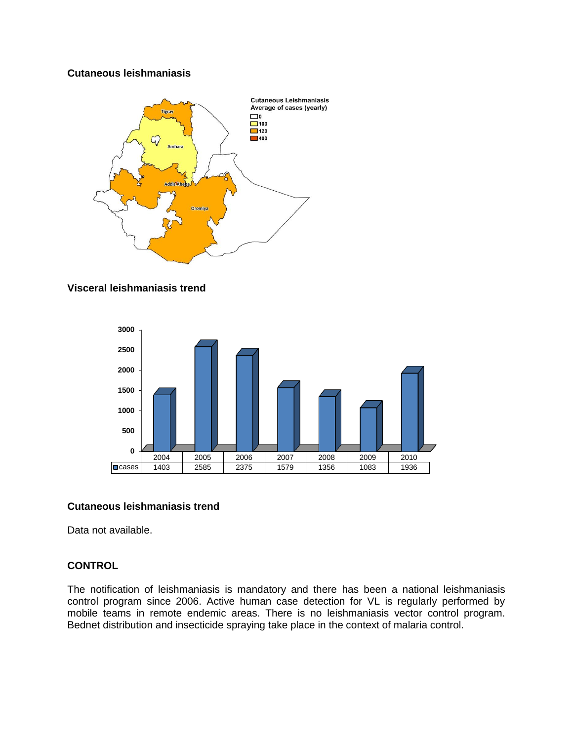**Cutaneous leishmaniasis**

**Visceral leishmaniasis trend**

| | 2004 | 2005 | 2006 | 2007 | 2008 | 2009 | 2010 |
|---|---|---|---|---|---|---|---|
| cases | 1403 | 2585 | 2375 | 1579 | 1356 | 1083 | 1936 |

**Cutaneous leishmaniasis trend**

Data not available.

## CONTROL

The notification of leishmaniasis is mandatory and there has been a national leishmaniasis control program since 2006. Active human case detection for VL is regularly performed by mobile teams in remote endemic areas. There is no leishmaniasis vector control program. Bednet distribution and insecticide spraying take place in the context of malaria control.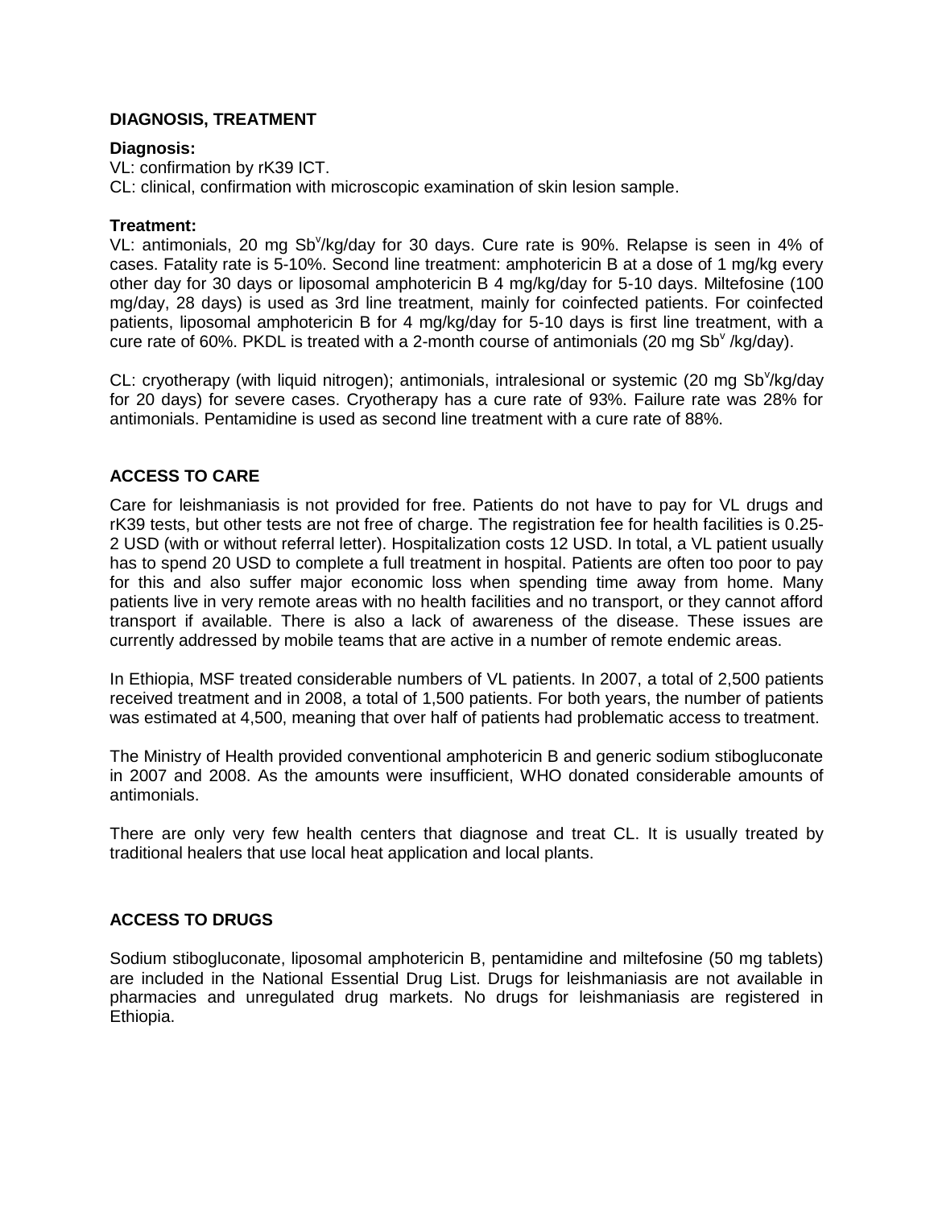## DIAGNOSIS, TREATMENT

**Diagnosis:**

VL: confirmation by rK39 ICT.
CL: clinical, confirmation with microscopic examination of skin lesion sample.

**Treatment:**

VL: antimonials, 20 mg $Sb^v$/kg/day for 30 days. Cure rate is 90%. Relapse is seen in 4% of cases. Fatality rate is 5-10%. Second line treatment: amphotericin B at a dose of 1 mg/kg every other day for 30 days or liposomal amphotericin B 4 mg/kg/day for 5-10 days. Miltefosine (100 mg/day, 28 days) is used as 3rd line treatment, mainly for coinfected patients. For coinfected patients, liposomal amphotericin B for 4 mg/kg/day for 5-10 days is first line treatment, with a cure rate of 60%. PKDL is treated with a 2-month course of antimonials (20 mg $Sb^v$ /kg/day).

CL: cryotherapy (with liquid nitrogen); antimonials, intralesional or systemic (20 mg $Sb^v$/kg/day for 20 days) for severe cases. Cryotherapy has a cure rate of 93%. Failure rate was 28% for antimonials. Pentamidine is used as second line treatment with a cure rate of 88%.

## ACCESS TO CARE

Care for leishmaniasis is not provided for free. Patients do not have to pay for VL drugs and rK39 tests, but other tests are not free of charge. The registration fee for health facilities is 0.25-2 USD (with or without referral letter). Hospitalization costs 12 USD. In total, a VL patient usually has to spend 20 USD to complete a full treatment in hospital. Patients are often too poor to pay for this and also suffer major economic loss when spending time away from home. Many patients live in very remote areas with no health facilities and no transport, or they cannot afford transport if available. There is also a lack of awareness of the disease. These issues are currently addressed by mobile teams that are active in a number of remote endemic areas.

In Ethiopia, MSF treated considerable numbers of VL patients. In 2007, a total of 2,500 patients received treatment and in 2008, a total of 1,500 patients. For both years, the number of patients was estimated at 4,500, meaning that over half of patients had problematic access to treatment.

The Ministry of Health provided conventional amphotericin B and generic sodium stibogluconate in 2007 and 2008. As the amounts were insufficient, WHO donated considerable amounts of antimonials.

There are only very few health centers that diagnose and treat CL. It is usually treated by traditional healers that use local heat application and local plants.

## ACCESS TO DRUGS

Sodium stibogluconate, liposomal amphotericin B, pentamidine and miltefosine (50 mg tablets) are included in the National Essential Drug List. Drugs for leishmaniasis are not available in pharmacies and unregulated drug markets. No drugs for leishmaniasis are registered in Ethiopia.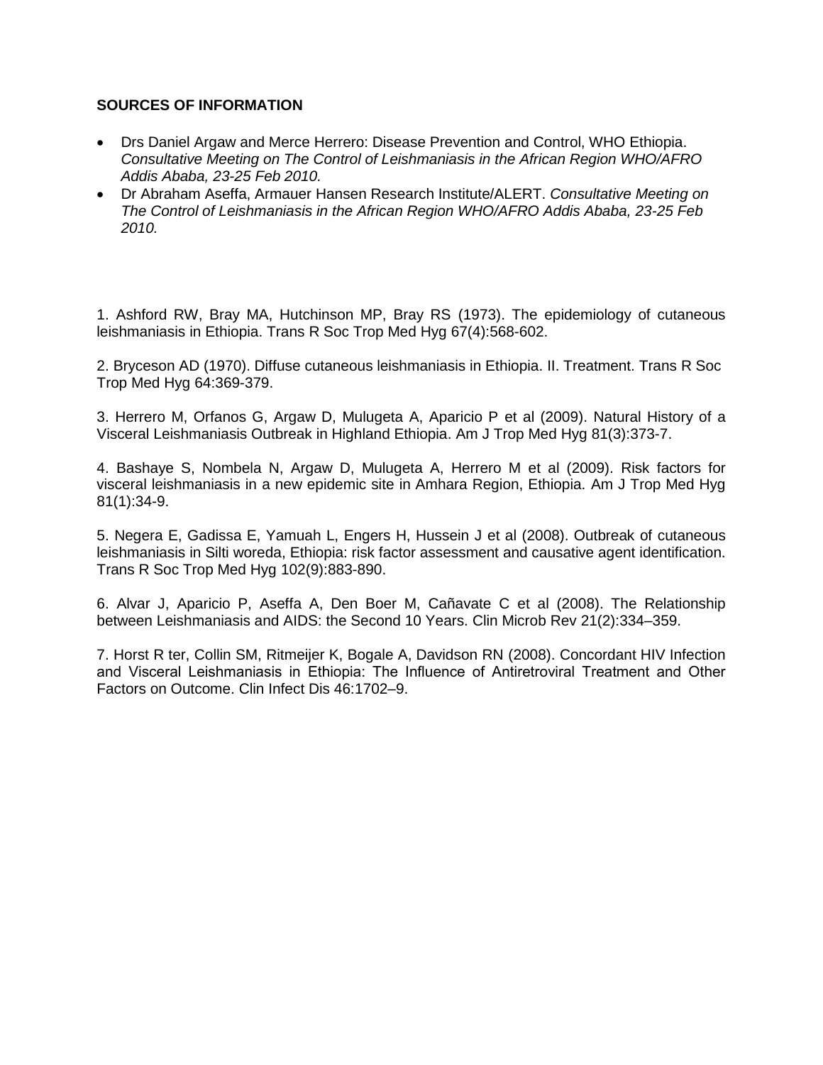**SOURCES OF INFORMATION**

- Drs Daniel Argaw and Merce Herrero: Disease Prevention and Control, WHO Ethiopia. *Consultative Meeting on The Control of Leishmaniasis in the African Region WHO/AFRO Addis Ababa, 23-25 Feb 2010.*
- Dr Abraham Aseffa, Armauer Hansen Research Institute/ALERT. *Consultative Meeting on The Control of Leishmaniasis in the African Region WHO/AFRO Addis Ababa, 23-25 Feb 2010.*

1. Ashford RW, Bray MA, Hutchinson MP, Bray RS (1973). The epidemiology of cutaneous leishmaniasis in Ethiopia. Trans R Soc Trop Med Hyg 67(4):568-602.

2. Bryceson AD (1970). Diffuse cutaneous leishmaniasis in Ethiopia. II. Treatment. Trans R Soc Trop Med Hyg 64:369-379.

3. Herrero M, Orfanos G, Argaw D, Mulugeta A, Aparicio P et al (2009). Natural History of a Visceral Leishmaniasis Outbreak in Highland Ethiopia. Am J Trop Med Hyg 81(3):373-7.

4. Bashaye S, Nombela N, Argaw D, Mulugeta A, Herrero M et al (2009). Risk factors for visceral leishmaniasis in a new epidemic site in Amhara Region, Ethiopia. Am J Trop Med Hyg 81(1):34-9.

5. Negera E, Gadissa E, Yamuah L, Engers H, Hussein J et al (2008). Outbreak of cutaneous leishmaniasis in Silti woreda, Ethiopia: risk factor assessment and causative agent identification. Trans R Soc Trop Med Hyg 102(9):883-890.

6. Alvar J, Aparicio P, Aseffa A, Den Boer M, Cañavate C et al (2008). The Relationship between Leishmaniasis and AIDS: the Second 10 Years. Clin Microb Rev 21(2):334–359.

7. Horst R ter, Collin SM, Ritmeijer K, Bogale A, Davidson RN (2008). Concordant HIV Infection and Visceral Leishmaniasis in Ethiopia: The Influence of Antiretroviral Treatment and Other Factors on Outcome. Clin Infect Dis 46:1702–9.